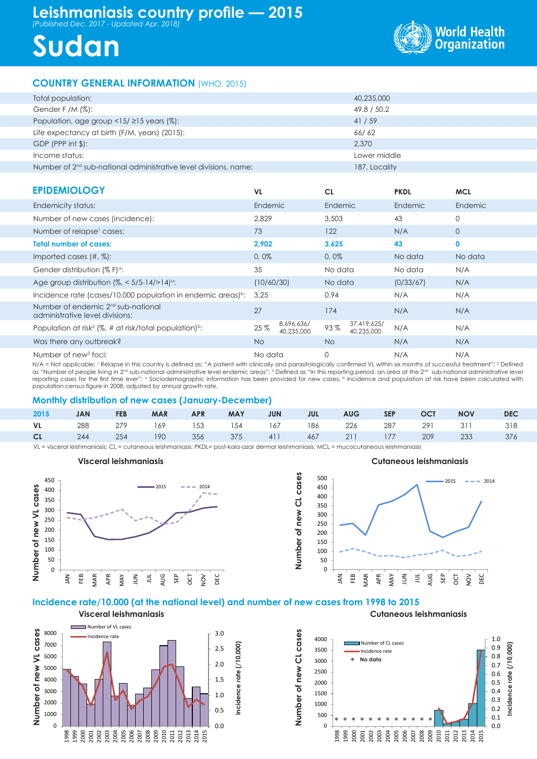# Leishmaniasis country profile — 2015

*(Published Dec. 2017 - Updated Apr. 2018)*

# Sudan

World Health Organization

## COUNTRY GENERAL INFORMATION (WHO, 2015)

| | |
|---|---|
| Total population: | 40,235,000 |
| Gender F /M (%): | 49.8 / 50.2 |
| Population, age group <15/ ≥15 years (%): | 41 / 59 |
| Life expectancy at birth (F/M, years) (2015): | 66/ 62 |
| GDP (PPP int $): | 2,370 |
| Income status: | Lower middle |
| Number of 2[nd] sub-national administrative level divisions, name: | 187, Locality |

## EPIDEMIOLOGY

| | VL | CL | PKDL | MCL |
|---|---|---|---|---|
| Endemicity status: | Endemic | Endemic | Endemic | Endemic |
| Number of new cases (incidence): | 2,829 | 3,503 | 43 | 0 |
| Number of relapse[1] cases: | 73 | 122 | N/A | 0 |
| **Total number of cases:** | **2,902** | **3,625** | **43** | **0** |
| Imported cases (#, %): | 0, 0% | 0, 0% | No data | No data |
| Gender distribution (% F)[a]: | 35 | No data | No data | N/A |
| Age group distribution (%, < 5/5-14/>14)[a]: | (10/60/30) | No data | (0/33/67) | N/A |
| Incidence rate (cases/10,000 population in endemic areas)[b]: | 3.25 | 0.94 | N/A | N/A |
| Number of endemic 2[nd] sub-national administrative level divisions: | 27 | 174 | N/A | N/A |
| Population at risk[2] (%, # at risk/total population)[b]: | 25 % 8,696,636/ 40,235,000 | 93 % 37,419,625/ 40,235,000 | N/A | N/A |
| Was there any outbreak? | No | No | N/A | N/A |
| Number of new[3] foci: | No data | 0 | N/A | N/A |

N/A = Not applicable; [1] Relapse in this country is defined as: "A patient with clinically and parasitologically confirmed VL within six months of successful treatment"; [2] Defined as "Number of people living in 2[nd] sub-national administrative level endemic areas"; [3] Defined as "In this reporting period, an area at the 2[nd] sub-national administrative level reporting cases for the first time ever"; [a] Sociodemographic information has been provided for new cases; [b] Incidence and population at risk have been calculated with population census figure in 2008, adjusted by annual growth rate.

## Monthly distribution of new cases (January-December)

| 2015 | JAN | FEB | MAR | APR | MAY | JUN | JUL | AUG | SEP | OCT | NOV | DEC |
|---|---|---|---|---|---|---|---|---|---|---|---|---|
| **VL** | 288 | 279 | 169 | 153 | 154 | 167 | 186 | 226 | 287 | 291 | 311 | 318 |
| **CL** | 244 | 254 | 190 | 356 | 375 | 411 | 467 | 211 | 177 | 209 | 233 | 376 |

VL = visceral leishmaniasis; CL = cutaneous leishmaniasis; PKDL= post-kala-azar dermal leishmaniasis; MCL = mucocutaneous leishmaniasis

Visceral leishmaniasis

Cutaneous leishmaniasis

## Incidence rate/10,000 (at the national level) and number of new cases from 1998 to 2015

Visceral leishmaniasis

Cutaneous leishmaniasis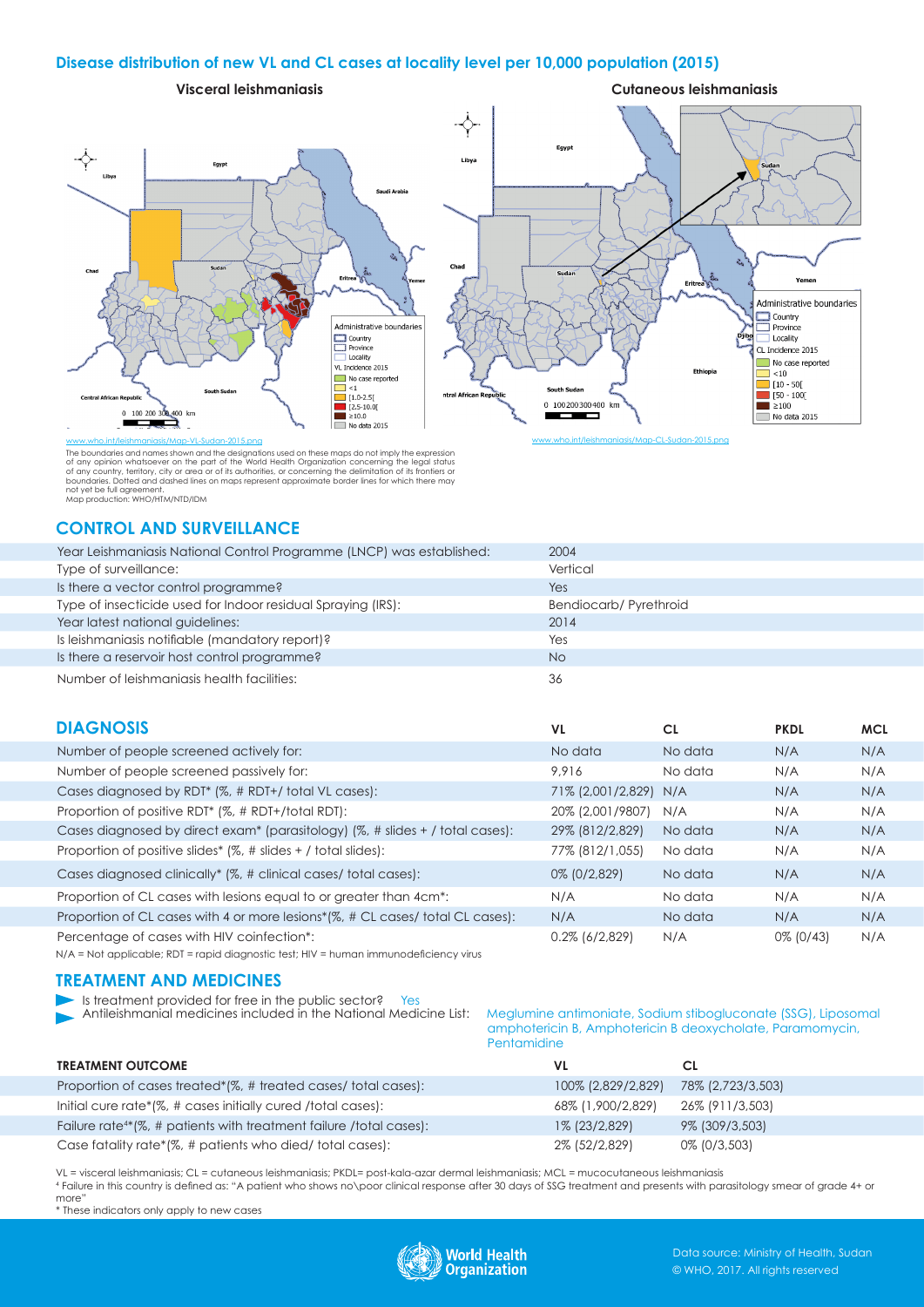## Disease distribution of new VL and CL cases at locality level per 10,000 population (2015)

**Visceral leishmaniasis**

Libya
Egypt
Saudi Arabia
Chad
Sudan
Eritrea
Yemen
Central African Republic
South Sudan
0 100 200 300 400 km

Administrative boundaries
Country
Province
Locality
VL Incidence 2015
No case reported
<1
[1.0-2.5[
[2.5-10.0[
≥10.0
No data 2015

www.who.int/leishmaniasis/Map-VL-Sudan-2015.png

**Cutaneous leishmaniasis**

Egypt
Libya
Sudan
Chad
Eritrea
Yemen
Djibo
Ethiopia
South Sudan
ntral African Republic
0 100 200 300 400 km

Administrative boundaries
Country
Province
Locality
CL Incidence 2015
No case reported
<10
[10 - 50[
[50 - 100[
≥100
No data 2015

www.who.int/leishmaniasis/Map-CL-Sudan-2015.png

The boundaries and names shown and the designations used on these maps do not imply the expression of any opinion whatsoever on the part of the World Health Organization concerning the legal status of any country, territory, city or area or of its authorities, or concerning the delimitation of its frontiers or boundaries. Dotted and dashed lines on maps represent approximate border lines for which there may not yet be full agreement.
Map production: WHO/HTM/NTD/IDM

## CONTROL AND SURVEILLANCE

| | |
|---|---|
| Year Leishmaniasis National Control Programme (LNCP) was established: | 2004 |
| Type of surveillance: | Vertical |
| Is there a vector control programme? | Yes |
| Type of insecticide used for Indoor residual Spraying (IRS): | Bendiocarb/ Pyrethroid |
| Year latest national guidelines: | 2014 |
| Is leishmaniasis notifiable (mandatory report)? | Yes |
| Is there a reservoir host control programme? | No |
| Number of leishmaniasis health facilities: | 36 |

## DIAGNOSIS

| DIAGNOSIS | VL | CL | PKDL | MCL |
|---|---|---|---|---|
| Number of people screened actively for: | No data | No data | N/A | N/A |
| Number of people screened passively for: | 9,916 | No data | N/A | N/A |
| Cases diagnosed by RDT* (%, # RDT+/ total VL cases): | 71% (2,001/2,829) | N/A | N/A | N/A |
| Proportion of positive RDT* (%, # RDT+/total RDT): | 20% (2,001/9807) | N/A | N/A | N/A |
| Cases diagnosed by direct exam* (parasitology) (%, # slides + / total cases): | 29% (812/2,829) | No data | N/A | N/A |
| Proportion of positive slides* (%, # slides + / total slides): | 77% (812/1,055) | No data | N/A | N/A |
| Cases diagnosed clinically* (%, # clinical cases/ total cases): | 0% (0/2,829) | No data | N/A | N/A |
| Proportion of CL cases with lesions equal to or greater than 4cm*: | N/A | No data | N/A | N/A |
| Proportion of CL cases with 4 or more lesions*(%, # CL cases/ total CL cases): | N/A | No data | N/A | N/A |
| Percentage of cases with HIV coinfection*: | 0.2% (6/2,829) | N/A | 0% (0/43) | N/A |

N/A = Not applicable; RDT = rapid diagnostic test; HIV = human immunodeficiency virus

## TREATMENT AND MEDICINES

- Is treatment provided for free in the public sector? Yes
- Antileishmanial medicines included in the National Medicine List: Meglumine antimoniate, Sodium stibogluconate (SSG), Liposomal amphotericin B, Amphotericin B deoxycholate, Paramomycin, Pentamidine

| TREATMENT OUTCOME | VL | CL |
|---|---|---|
| Proportion of cases treated*(%, # treated cases/ total cases): | 100% (2,829/2,829) | 78% (2,723/3,503) |
| Initial cure rate*(%, # cases initially cured /total cases): | 68% (1,900/2,829) | 26% (911/3,503) |
| Failure rate[4]*(%, # patients with treatment failure /total cases): | 1% (23/2,829) | 9% (309/3,503) |
| Case fatality rate*(%, # patients who died/ total cases): | 2% (52/2,829) | 0% (0/3,503) |

VL = visceral leishmaniasis; CL = cutaneous leishmaniasis; PKDL= post-kala-azar dermal leishmaniasis; MCL = mucocutaneous leishmaniasis
[4] Failure in this country is defined as: "A patient who shows no\poor clinical response after 30 days of SSG treatment and presents with parasitology smear of grade 4+ or more"
* These indicators only apply to new cases

World Health Organization

Data source: Ministry of Health, Sudan
© WHO, 2017. All rights reserved